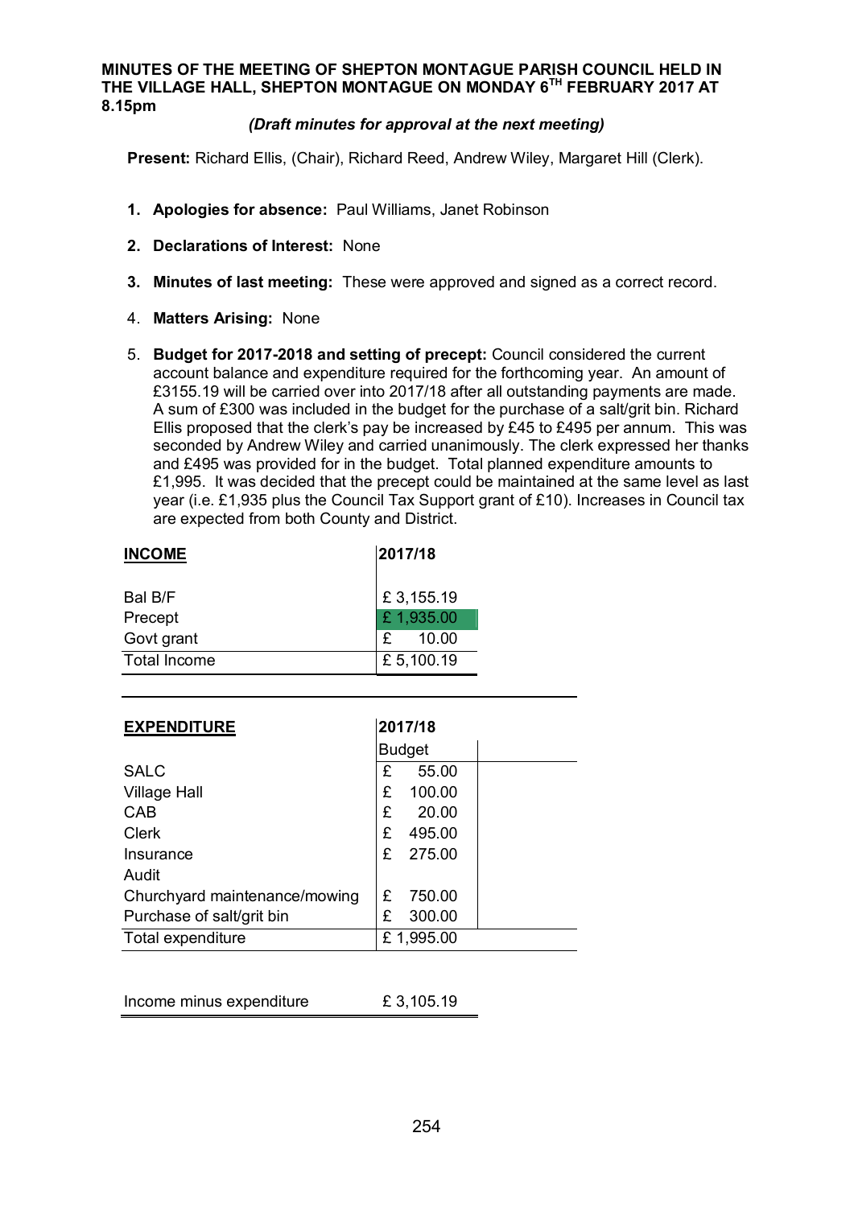# MINUTES OF THE MEETING OF SHEPTON MONTAGUE PARISH COUNCIL HELD IN THE VILLAGE HALL, SHEPTON MONTAGUE ON MONDAY 6TH FEBRUARY 2017 AT 8.15pm

***(Draft minutes for approval at the next meeting)***

**Present:** Richard Ellis, (Chair), Richard Reed, Andrew Wiley, Margaret Hill (Clerk).

1. **Apologies for absence:** Paul Williams, Janet Robinson
2. **Declarations of Interest:** None
3. **Minutes of last meeting:** These were approved and signed as a correct record.
4. **Matters Arising:** None
5. **Budget for 2017-2018 and setting of precept:** Council considered the current account balance and expenditure required for the forthcoming year. An amount of £3155.19 will be carried over into 2017/18 after all outstanding payments are made. A sum of £300 was included in the budget for the purchase of a salt/grit bin. Richard Ellis proposed that the clerk's pay be increased by £45 to £495 per annum. This was seconded by Andrew Wiley and carried unanimously. The clerk expressed her thanks and £495 was provided for in the budget. Total planned expenditure amounts to £1,995. It was decided that the precept could be maintained at the same level as last year (i.e. £1,935 plus the Council Tax Support grant of £10). Increases in Council tax are expected from both County and District.

| **INCOME** | **2017/18** |
|---|---|
| Bal B/F | £ 3,155.19 |
| Precept | £ 1,935.00 |
| Govt grant | £ 10.00 |
| Total Income | £ 5,100.19 |

| **EXPENDITURE** | **2017/18** |
|---|---|
| | Budget |
| SALC | £ 55.00 |
| Village Hall | £ 100.00 |
| CAB | £ 20.00 |
| Clerk | £ 495.00 |
| Insurance | £ 275.00 |
| Audit | |
| Churchyard maintenance/mowing | £ 750.00 |
| Purchase of salt/grit bin | £ 300.00 |
| Total expenditure | £ 1,995.00 |

| | |
|---|---|
| Income minus expenditure | £ 3,105.19 |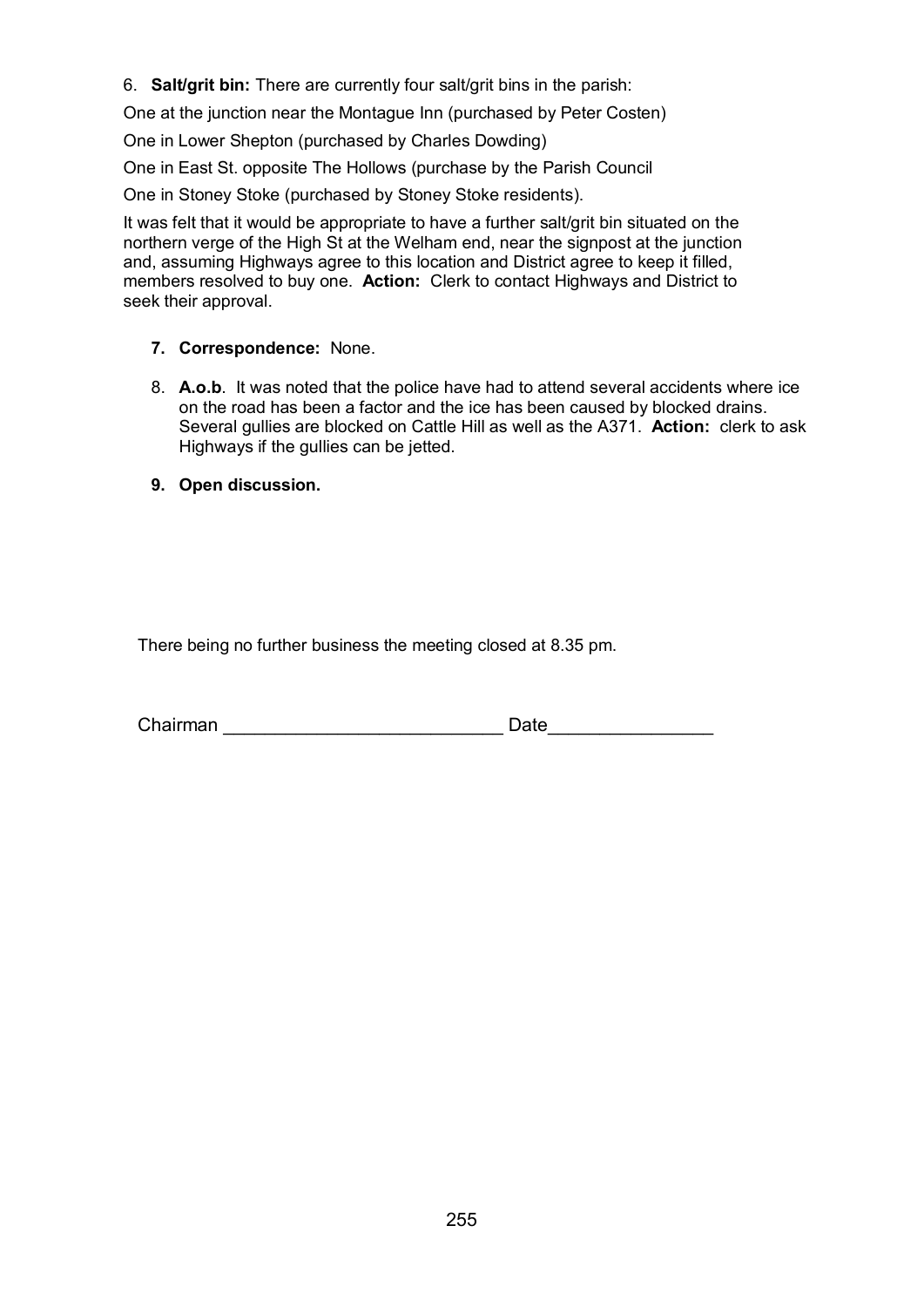6. **Salt/grit bin:** There are currently four salt/grit bins in the parish:

One at the junction near the Montague Inn (purchased by Peter Costen)

One in Lower Shepton (purchased by Charles Dowding)

One in East St. opposite The Hollows (purchase by the Parish Council

One in Stoney Stoke (purchased by Stoney Stoke residents).

It was felt that it would be appropriate to have a further salt/grit bin situated on the northern verge of the High St at the Welham end, near the signpost at the junction and, assuming Highways agree to this location and District agree to keep it filled, members resolved to buy one. **Action:** Clerk to contact Highways and District to seek their approval.

7. **Correspondence:** None.

8. **A.o.b**. It was noted that the police have had to attend several accidents where ice on the road has been a factor and the ice has been caused by blocked drains. Several gullies are blocked on Cattle Hill as well as the A371. **Action:** clerk to ask Highways if the gullies can be jetted.

9. **Open discussion.**

There being no further business the meeting closed at 8.35 pm.

Chairman ___________________________ Date________________